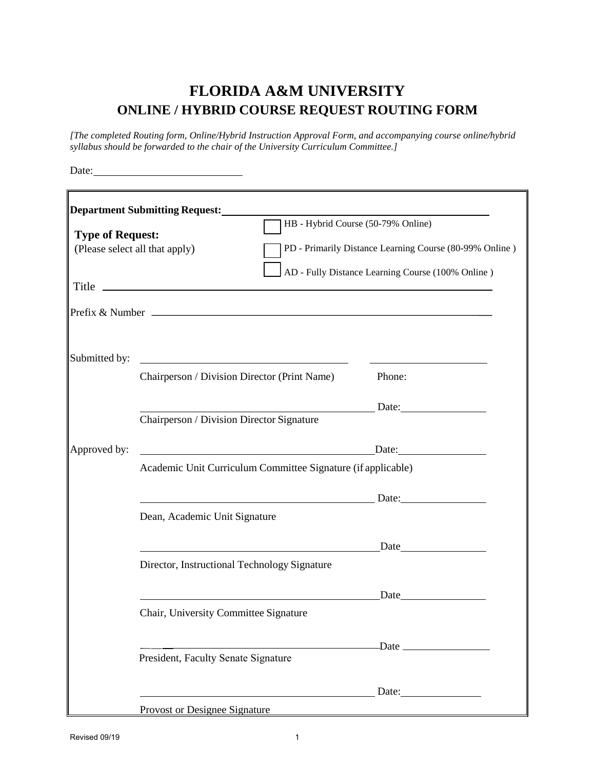# FLORIDA A&M UNIVERSITY

## ONLINE / HYBRID COURSE REQUEST ROUTING FORM

*[The completed Routing form, Online/Hybrid Instruction Approval Form, and accompanying course online/hybrid syllabus should be forwarded to the chair of the University Curriculum Committee.]*

Date: ____________________

**Department Submitting Request:** ____________________________________________

**Type of Request:**
(Please select all that apply)

- ☐ HB - Hybrid Course (50-79% Online)
- ☐ PD - Primarily Distance Learning Course (80-99% Online )
- ☐ AD - Fully Distance Learning Course (100% Online )

Title ____________________________________________

Prefix & Number ____________________________________________

Submitted by: ______________________________ ____________________
Chairperson / Division Director (Print Name) Phone:

______________________________ Date: ____________
Chairperson / Division Director Signature

Approved by: ______________________________ Date: ____________
Academic Unit Curriculum Committee Signature (if applicable)

______________________________ Date: ____________
Dean, Academic Unit Signature

______________________________ Date ____________
Director, Instructional Technology Signature

______________________________ Date ____________
Chair, University Committee Signature

______________________________ Date ____________
President, Faculty Senate Signature

______________________________ Date: ____________
Provost or Designee Signature

Revised 09/19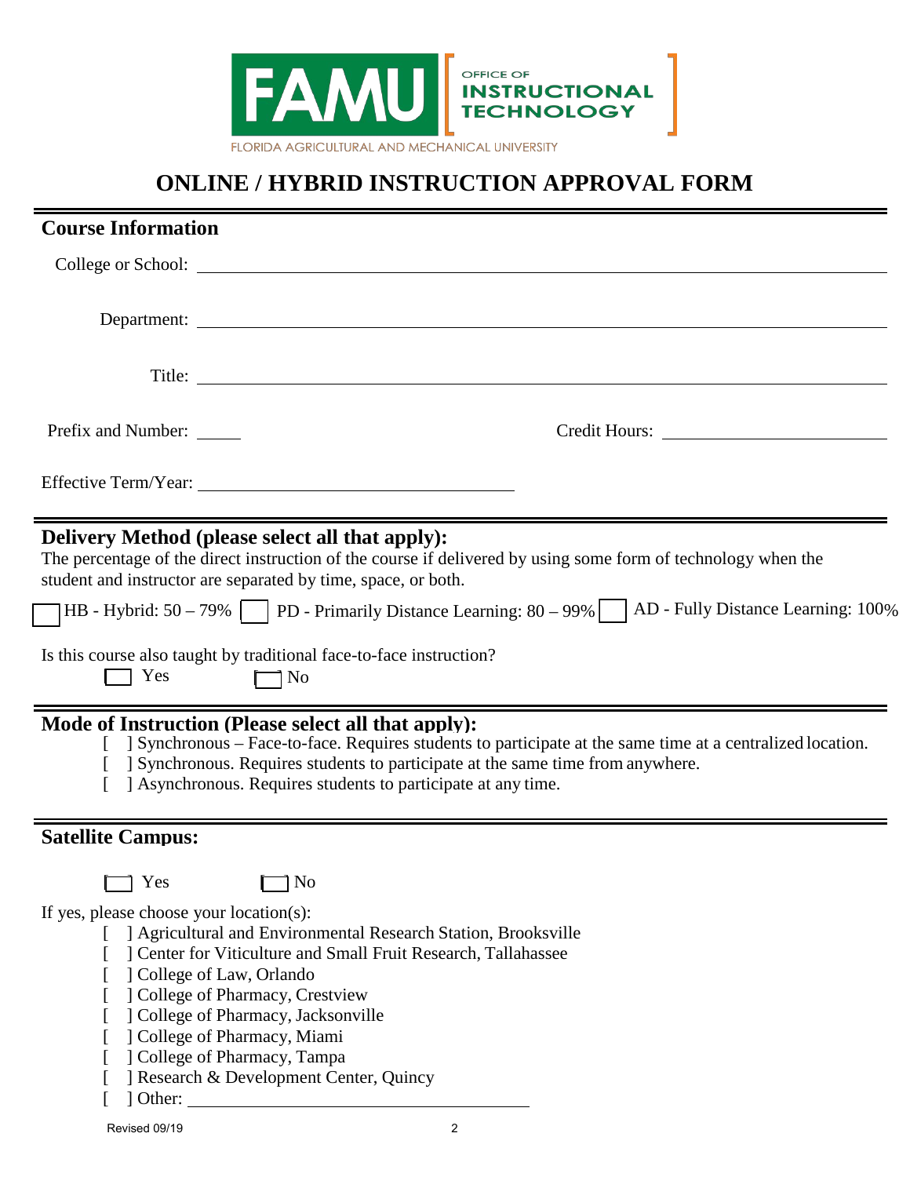FLORIDA AGRICULTURAL AND MECHANICAL UNIVERSITY

OFFICE OF INSTRUCTIONAL TECHNOLOGY

# ONLINE / HYBRID INSTRUCTION APPROVAL FORM

## Course Information

College or School: ____________________

Department: ____________________

Title: ____________________

Prefix and Number: _____ Credit Hours: ____________________

Effective Term/Year: ____________________

## Delivery Method (please select all that apply):

The percentage of the direct instruction of the course if delivered by using some form of technology when the student and instructor are separated by time, space, or both.

☐ HB - Hybrid: 50 – 79% ☐ PD - Primarily Distance Learning: 80 – 99% ☐ AD - Fully Distance Learning: 100%

Is this course also taught by traditional face-to-face instruction?

☐ Yes ☐ No

## Mode of Instruction (Please select all that apply):

[ ] Synchronous – Face-to-face. Requires students to participate at the same time at a centralized location.
[ ] Synchronous. Requires students to participate at the same time from anywhere.
[ ] Asynchronous. Requires students to participate at any time.

## Satellite Campus:

☐ Yes ☐ No

If yes, please choose your location(s):

[ ] Agricultural and Environmental Research Station, Brooksville
[ ] Center for Viticulture and Small Fruit Research, Tallahassee
[ ] College of Law, Orlando
[ ] College of Pharmacy, Crestview
[ ] College of Pharmacy, Jacksonville
[ ] College of Pharmacy, Miami
[ ] College of Pharmacy, Tampa
[ ] Research & Development Center, Quincy
[ ] Other: ____________________

Revised 09/19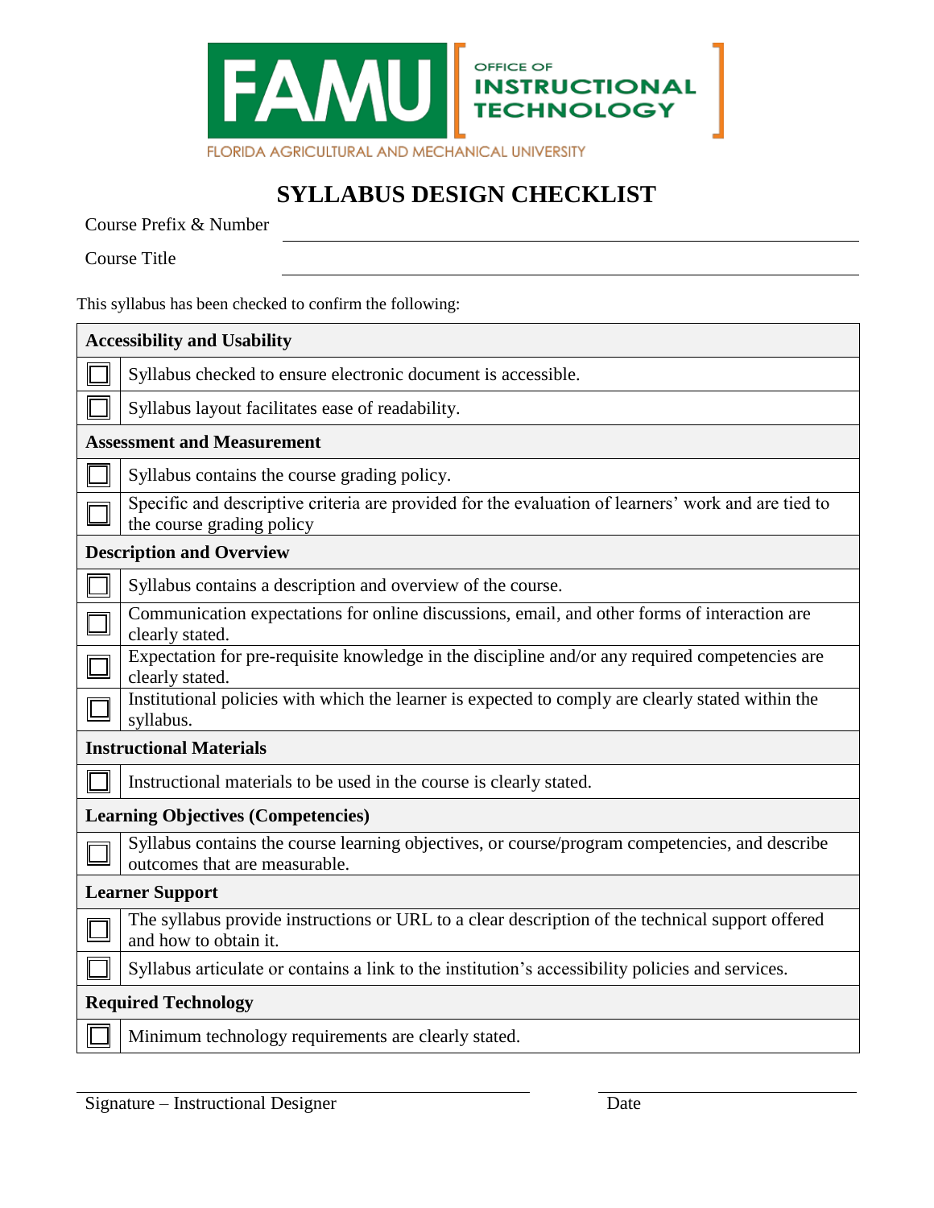FAMU [ OFFICE OF INSTRUCTIONAL TECHNOLOGY ]

FLORIDA AGRICULTURAL AND MECHANICAL UNIVERSITY

# SYLLABUS DESIGN CHECKLIST

Course Prefix & Number \_\_\_\_\_\_\_\_\_\_\_\_\_\_\_\_\_\_\_\_\_\_\_\_\_\_\_\_\_\_

Course Title \_\_\_\_\_\_\_\_\_\_\_\_\_\_\_\_\_\_\_\_\_\_\_\_\_\_\_\_\_\_

This syllabus has been checked to confirm the following:

| | |
|---|---|
| **Accessibility and Usability** | |
| ☐ | Syllabus checked to ensure electronic document is accessible. |
| ☐ | Syllabus layout facilitates ease of readability. |
| **Assessment and Measurement** | |
| ☐ | Syllabus contains the course grading policy. |
| ☐ | Specific and descriptive criteria are provided for the evaluation of learners' work and are tied to the course grading policy |
| **Description and Overview** | |
| ☐ | Syllabus contains a description and overview of the course. |
| ☐ | Communication expectations for online discussions, email, and other forms of interaction are clearly stated. |
| ☐ | Expectation for pre-requisite knowledge in the discipline and/or any required competencies are clearly stated. |
| ☐ | Institutional policies with which the learner is expected to comply are clearly stated within the syllabus. |
| **Instructional Materials** | |
| ☐ | Instructional materials to be used in the course is clearly stated. |
| **Learning Objectives (Competencies)** | |
| ☐ | Syllabus contains the course learning objectives, or course/program competencies, and describe outcomes that are measurable. |
| **Learner Support** | |
| ☐ | The syllabus provide instructions or URL to a clear description of the technical support offered and how to obtain it. |
| ☐ | Syllabus articulate or contains a link to the institution's accessibility policies and services. |
| **Required Technology** | |
| ☐ | Minimum technology requirements are clearly stated. |

\_\_\_\_\_\_\_\_\_\_\_\_\_\_\_\_\_\_\_\_\_\_\_\_\_\_\_\_\_\_ \_\_\_\_\_\_\_\_\_\_\_\_\_\_\_\_

Signature – Instructional Designer Date